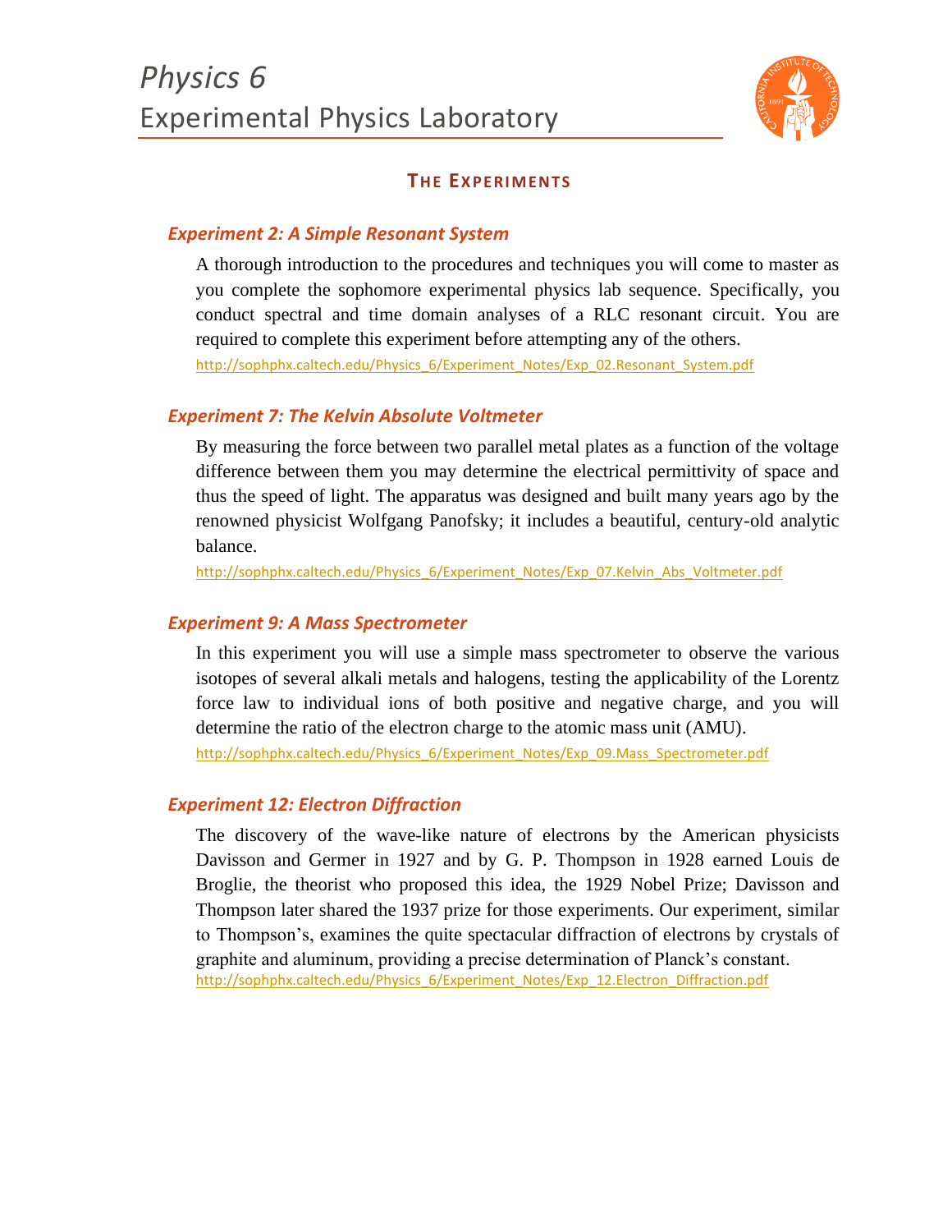# *Physics 6*
# Experimental Physics Laboratory

## THE EXPERIMENTS

### *Experiment 2: A Simple Resonant System*

A thorough introduction to the procedures and techniques you will come to master as you complete the sophomore experimental physics lab sequence. Specifically, you conduct spectral and time domain analyses of a RLC resonant circuit. You are required to complete this experiment before attempting any of the others.

http://sophphx.caltech.edu/Physics_6/Experiment_Notes/Exp_02.Resonant_System.pdf

### *Experiment 7: The Kelvin Absolute Voltmeter*

By measuring the force between two parallel metal plates as a function of the voltage difference between them you may determine the electrical permittivity of space and thus the speed of light. The apparatus was designed and built many years ago by the renowned physicist Wolfgang Panofsky; it includes a beautiful, century-old analytic balance.

http://sophphx.caltech.edu/Physics_6/Experiment_Notes/Exp_07.Kelvin_Abs_Voltmeter.pdf

### *Experiment 9: A Mass Spectrometer*

In this experiment you will use a simple mass spectrometer to observe the various isotopes of several alkali metals and halogens, testing the applicability of the Lorentz force law to individual ions of both positive and negative charge, and you will determine the ratio of the electron charge to the atomic mass unit (AMU).

http://sophphx.caltech.edu/Physics_6/Experiment_Notes/Exp_09.Mass_Spectrometer.pdf

### *Experiment 12: Electron Diffraction*

The discovery of the wave-like nature of electrons by the American physicists Davisson and Germer in 1927 and by G. P. Thompson in 1928 earned Louis de Broglie, the theorist who proposed this idea, the 1929 Nobel Prize; Davisson and Thompson later shared the 1937 prize for those experiments. Our experiment, similar to Thompson's, examines the quite spectacular diffraction of electrons by crystals of graphite and aluminum, providing a precise determination of Planck's constant.

http://sophphx.caltech.edu/Physics_6/Experiment_Notes/Exp_12.Electron_Diffraction.pdf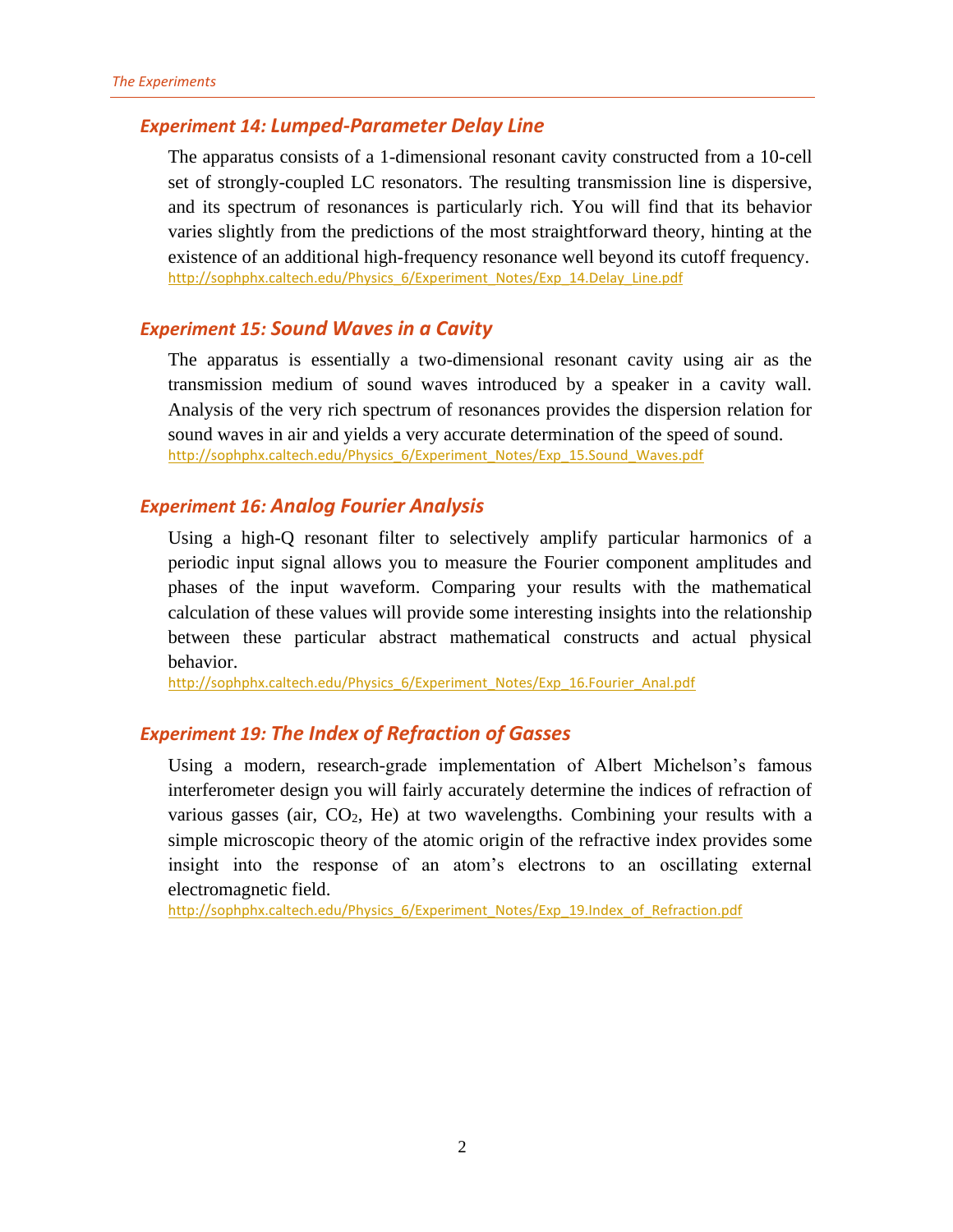### *Experiment 14: Lumped-Parameter Delay Line*

The apparatus consists of a 1-dimensional resonant cavity constructed from a 10-cell set of strongly-coupled LC resonators. The resulting transmission line is dispersive, and its spectrum of resonances is particularly rich. You will find that its behavior varies slightly from the predictions of the most straightforward theory, hinting at the existence of an additional high-frequency resonance well beyond its cutoff frequency.
http://sophphx.caltech.edu/Physics_6/Experiment_Notes/Exp_14.Delay_Line.pdf

### *Experiment 15: Sound Waves in a Cavity*

The apparatus is essentially a two-dimensional resonant cavity using air as the transmission medium of sound waves introduced by a speaker in a cavity wall. Analysis of the very rich spectrum of resonances provides the dispersion relation for sound waves in air and yields a very accurate determination of the speed of sound.
http://sophphx.caltech.edu/Physics_6/Experiment_Notes/Exp_15.Sound_Waves.pdf

### *Experiment 16: Analog Fourier Analysis*

Using a high-Q resonant filter to selectively amplify particular harmonics of a periodic input signal allows you to measure the Fourier component amplitudes and phases of the input waveform. Comparing your results with the mathematical calculation of these values will provide some interesting insights into the relationship between these particular abstract mathematical constructs and actual physical behavior.
http://sophphx.caltech.edu/Physics_6/Experiment_Notes/Exp_16.Fourier_Anal.pdf

### *Experiment 19: The Index of Refraction of Gasses*

Using a modern, research-grade implementation of Albert Michelson's famous interferometer design you will fairly accurately determine the indices of refraction of various gasses (air, $CO_2$, He) at two wavelengths. Combining your results with a simple microscopic theory of the atomic origin of the refractive index provides some insight into the response of an atom's electrons to an oscillating external electromagnetic field.
http://sophphx.caltech.edu/Physics_6/Experiment_Notes/Exp_19.Index_of_Refraction.pdf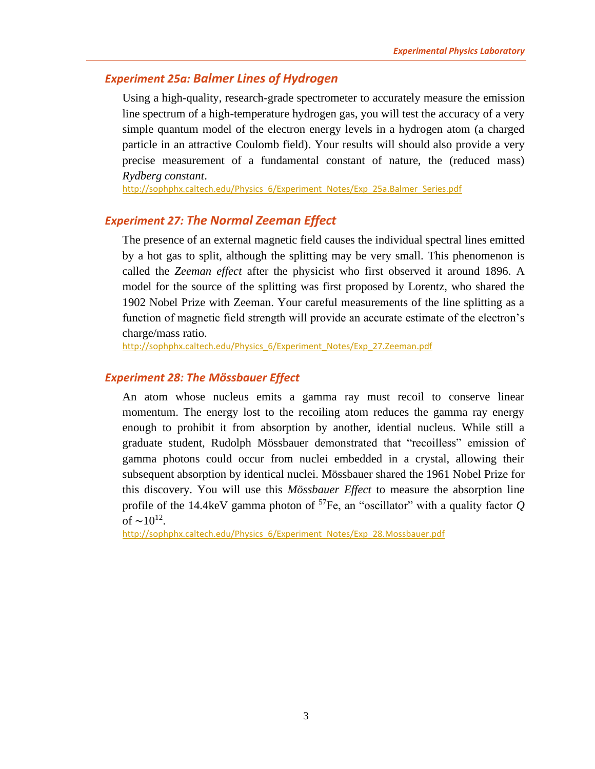### *Experiment 25a: Balmer Lines of Hydrogen*

Using a high-quality, research-grade spectrometer to accurately measure the emission line spectrum of a high-temperature hydrogen gas, you will test the accuracy of a very simple quantum model of the electron energy levels in a hydrogen atom (a charged particle in an attractive Coulomb field). Your results will should also provide a very precise measurement of a fundamental constant of nature, the (reduced mass) *Rydberg constant*.

http://sophphx.caltech.edu/Physics_6/Experiment_Notes/Exp_25a.Balmer_Series.pdf

### *Experiment 27: The Normal Zeeman Effect*

The presence of an external magnetic field causes the individual spectral lines emitted by a hot gas to split, although the splitting may be very small. This phenomenon is called the *Zeeman effect* after the physicist who first observed it around 1896. A model for the source of the splitting was first proposed by Lorentz, who shared the 1902 Nobel Prize with Zeeman. Your careful measurements of the line splitting as a function of magnetic field strength will provide an accurate estimate of the electron's charge/mass ratio.

http://sophphx.caltech.edu/Physics_6/Experiment_Notes/Exp_27.Zeeman.pdf

### *Experiment 28: The Mössbauer Effect*

An atom whose nucleus emits a gamma ray must recoil to conserve linear momentum. The energy lost to the recoiling atom reduces the gamma ray energy enough to prohibit it from absorption by another, idential nucleus. While still a graduate student, Rudolph Mössbauer demonstrated that "recoilless" emission of gamma photons could occur from nuclei embedded in a crystal, allowing their subsequent absorption by identical nuclei. Mössbauer shared the 1961 Nobel Prize for this discovery. You will use this *Mössbauer Effect* to measure the absorption line profile of the 14.4keV gamma photon of $^{57}$Fe, an "oscillator" with a quality factor $Q$ of $\sim 10^{12}$.

http://sophphx.caltech.edu/Physics_6/Experiment_Notes/Exp_28.Mossbauer.pdf